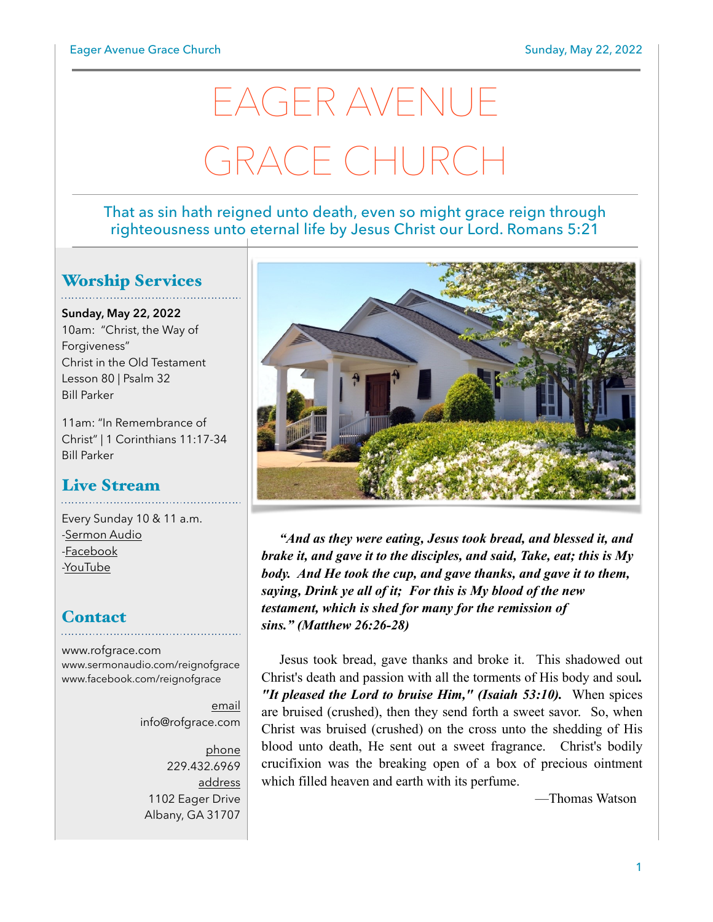# EAGER AVENUE GRACE CHURCH

That as sin hath reigned unto death, even so might grace reign through righteousness unto eternal life by Jesus Christ our Lord. Romans 5:21

## Worship Services

**Sunday, May 22, 2022**
10am: "Christ, the Way of Forgiveness"
Christ in the Old Testament
Lesson 80 | Psalm 32
Bill Parker

11am: "In Remembrance of Christ" | 1 Corinthians 11:17-34
Bill Parker

## Live Stream

Every Sunday 10 & 11 a.m.
-Sermon Audio
-Facebook
-YouTube

## Contact

www.rofgrace.com
www.sermonaudio.com/reignofgrace
www.facebook.com/reignofgrace

email
info@rofgrace.com

phone
229.432.6969

address
1102 Eager Drive
Albany, GA 31707

***"And as they were eating, Jesus took bread, and blessed it, and brake it, and gave it to the disciples, and said, Take, eat; this is My body. And He took the cup, and gave thanks, and gave it to them, saying, Drink ye all of it; For this is My blood of the new testament, which is shed for many for the remission of sins." (Matthew 26:26-28)***

Jesus took bread, gave thanks and broke it. This shadowed out Christ's death and passion with all the torments of His body and soul. ***"It pleased the Lord to bruise Him," (Isaiah 53:10).*** When spices are bruised (crushed), then they send forth a sweet savor. So, when Christ was bruised (crushed) on the cross unto the shedding of His blood unto death, He sent out a sweet fragrance. Christ's bodily crucifixion was the breaking open of a box of precious ointment which filled heaven and earth with its perfume.

—Thomas Watson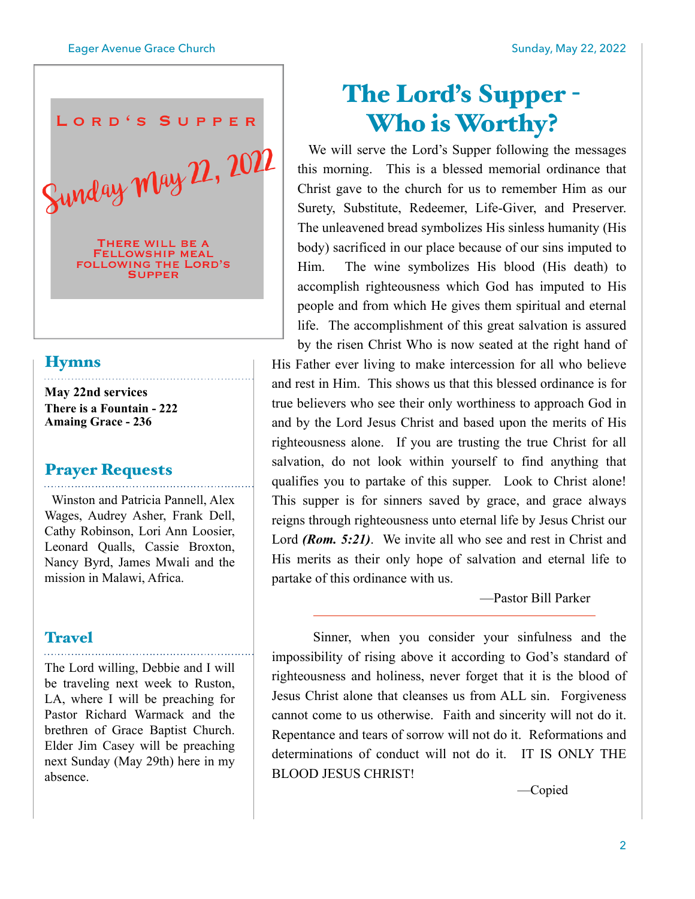**Lord's Supper**

**Sunday May 22, 2022**

**There will be a Fellowship meal following the Lord's Supper**

## Hymns

**May 22nd services**
**There is a Fountain - 222**
**Amaing Grace - 236**

## Prayer Requests

Winston and Patricia Pannell, Alex Wages, Audrey Asher, Frank Dell, Cathy Robinson, Lori Ann Loosier, Leonard Qualls, Cassie Broxton, Nancy Byrd, James Mwali and the mission in Malawi, Africa.

## Travel

The Lord willing, Debbie and I will be traveling next week to Ruston, LA, where I will be preaching for Pastor Richard Warmack and the brethren of Grace Baptist Church. Elder Jim Casey will be preaching next Sunday (May 29th) here in my absence.

# The Lord's Supper - Who is Worthy?

We will serve the Lord's Supper following the messages this morning. This is a blessed memorial ordinance that Christ gave to the church for us to remember Him as our Surety, Substitute, Redeemer, Life-Giver, and Preserver. The unleavened bread symbolizes His sinless humanity (His body) sacrificed in our place because of our sins imputed to Him. The wine symbolizes His blood (His death) to accomplish righteousness which God has imputed to His people and from which He gives them spiritual and eternal life. The accomplishment of this great salvation is assured by the risen Christ Who is now seated at the right hand of His Father ever living to make intercession for all who believe and rest in Him. This shows us that this blessed ordinance is for true believers who see their only worthiness to approach God in and by the Lord Jesus Christ and based upon the merits of His righteousness alone. If you are trusting the true Christ for all salvation, do not look within yourself to find anything that qualifies you to partake of this supper. Look to Christ alone! This supper is for sinners saved by grace, and grace always reigns through righteousness unto eternal life by Jesus Christ our Lord ***(Rom. 5:21)***. We invite all who see and rest in Christ and His merits as their only hope of salvation and eternal life to partake of this ordinance with us.

—Pastor Bill Parker

---

Sinner, when you consider your sinfulness and the impossibility of rising above it according to God's standard of righteousness and holiness, never forget that it is the blood of Jesus Christ alone that cleanses us from ALL sin. Forgiveness cannot come to us otherwise. Faith and sincerity will not do it. Repentance and tears of sorrow will not do it. Reformations and determinations of conduct will not do it. IT IS ONLY THE BLOOD JESUS CHRIST!

—Copied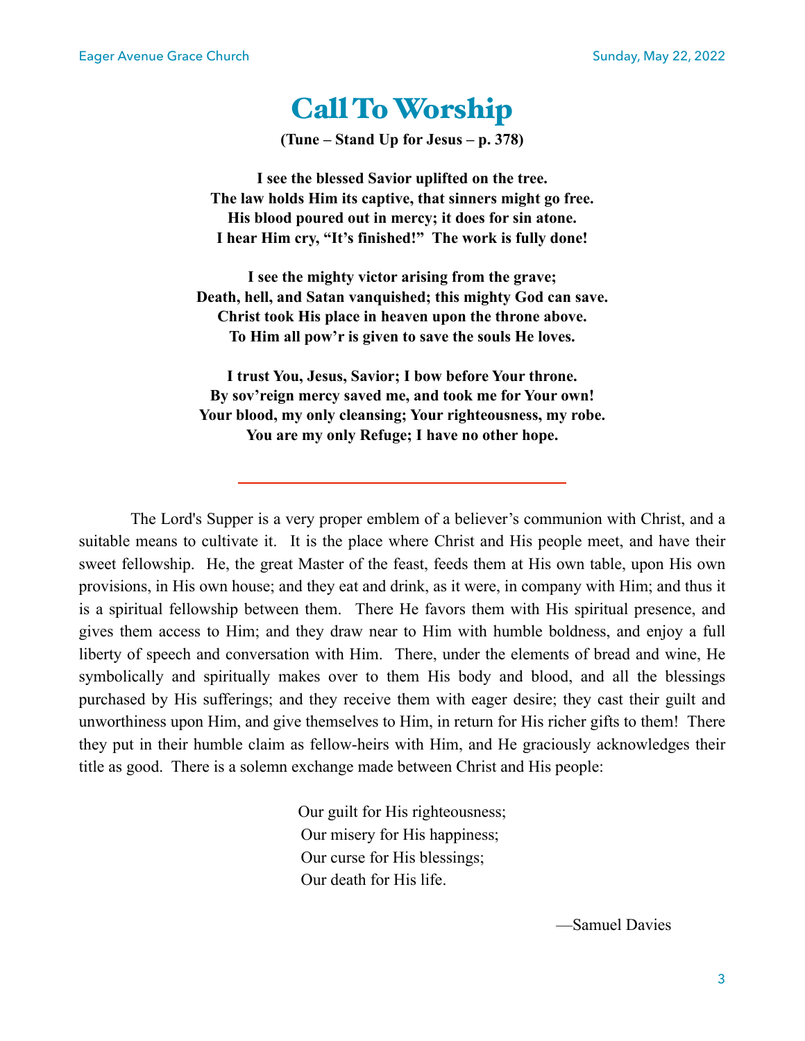# Call To Worship

**(Tune – Stand Up for Jesus – p. 378)**

**I see the blessed Savior uplifted on the tree.**
**The law holds Him its captive, that sinners might go free.**
**His blood poured out in mercy; it does for sin atone.**
**I hear Him cry, "It's finished!" The work is fully done!**

**I see the mighty victor arising from the grave;**
**Death, hell, and Satan vanquished; this mighty God can save.**
**Christ took His place in heaven upon the throne above.**
**To Him all pow'r is given to save the souls He loves.**

**I trust You, Jesus, Savior; I bow before Your throne.**
**By sov'reign mercy saved me, and took me for Your own!**
**Your blood, my only cleansing; Your righteousness, my robe.**
**You are my only Refuge; I have no other hope.**

---

The Lord's Supper is a very proper emblem of a believer's communion with Christ, and a suitable means to cultivate it. It is the place where Christ and His people meet, and have their sweet fellowship. He, the great Master of the feast, feeds them at His own table, upon His own provisions, in His own house; and they eat and drink, as it were, in company with Him; and thus it is a spiritual fellowship between them. There He favors them with His spiritual presence, and gives them access to Him; and they draw near to Him with humble boldness, and enjoy a full liberty of speech and conversation with Him. There, under the elements of bread and wine, He symbolically and spiritually makes over to them His body and blood, and all the blessings purchased by His sufferings; and they receive them with eager desire; they cast their guilt and unworthiness upon Him, and give themselves to Him, in return for His richer gifts to them! There they put in their humble claim as fellow-heirs with Him, and He graciously acknowledges their title as good. There is a solemn exchange made between Christ and His people:

Our guilt for His righteousness;
Our misery for His happiness;
Our curse for His blessings;
Our death for His life.

—Samuel Davies